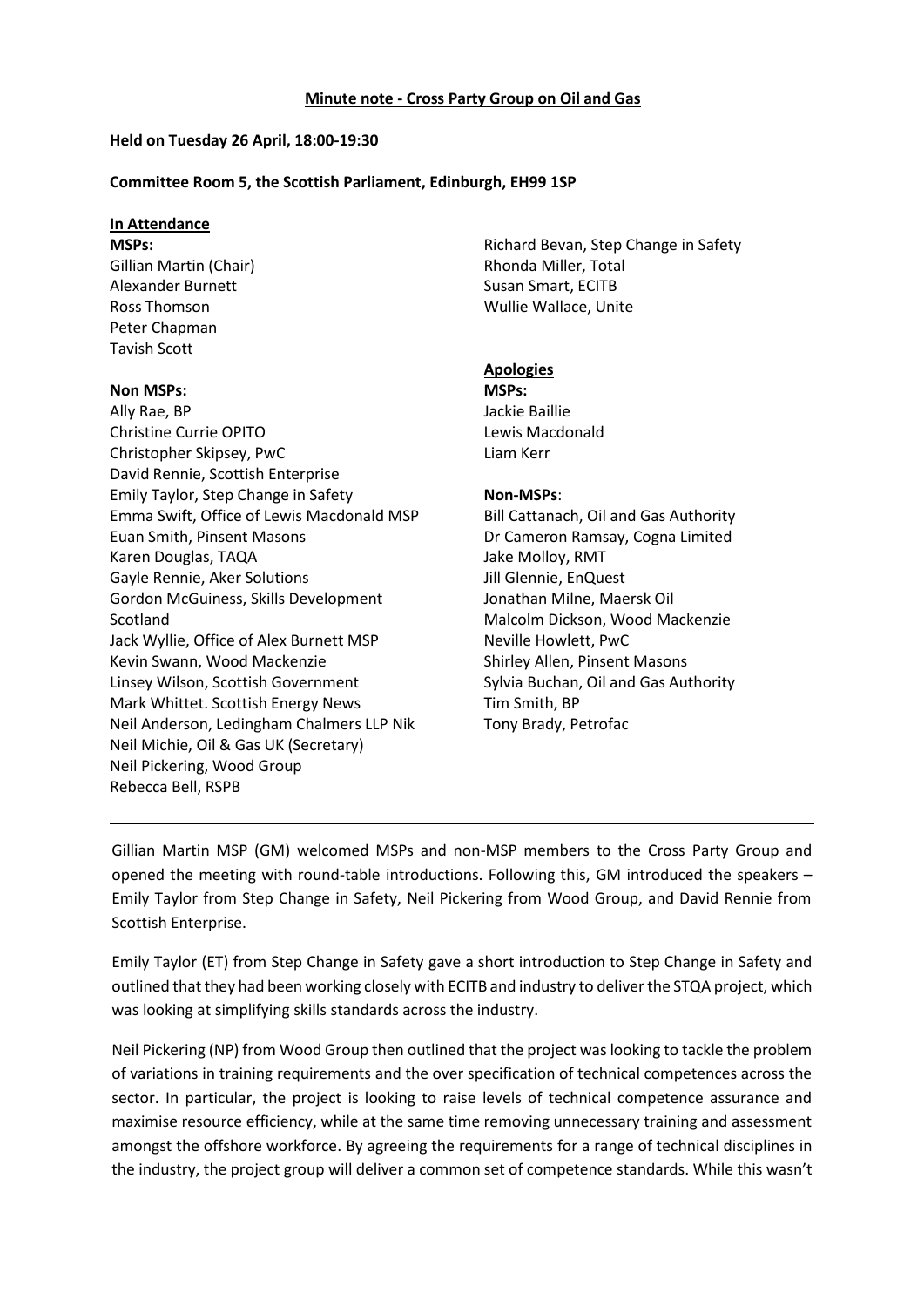**Minute note - Cross Party Group on Oil and Gas**

**Held on Tuesday 26 April, 18:00-19:30**

**Committee Room 5, the Scottish Parliament, Edinburgh, EH99 1SP**

**In Attendance**

**MSPs:**
Gillian Martin (Chair)
Alexander Burnett
Ross Thomson
Peter Chapman
Tavish Scott

**Non MSPs:**
Ally Rae, BP
Christine Currie OPITO
Christopher Skipsey, PwC
David Rennie, Scottish Enterprise
Emily Taylor, Step Change in Safety
Emma Swift, Office of Lewis Macdonald MSP
Euan Smith, Pinsent Masons
Karen Douglas, TAQA
Gayle Rennie, Aker Solutions
Gordon McGuiness, Skills Development Scotland
Jack Wyllie, Office of Alex Burnett MSP
Kevin Swann, Wood Mackenzie
Linsey Wilson, Scottish Government
Mark Whittet. Scottish Energy News
Neil Anderson, Ledingham Chalmers LLP Nik
Neil Michie, Oil & Gas UK (Secretary)
Neil Pickering, Wood Group
Rebecca Bell, RSPB
Richard Bevan, Step Change in Safety
Rhonda Miller, Total
Susan Smart, ECITB
Wullie Wallace, Unite

**Apologies**

**MSPs:**
Jackie Baillie
Lewis Macdonald
Liam Kerr

**Non-MSPs**:
Bill Cattanach, Oil and Gas Authority
Dr Cameron Ramsay, Cogna Limited
Jake Molloy, RMT
Jill Glennie, EnQuest
Jonathan Milne, Maersk Oil
Malcolm Dickson, Wood Mackenzie
Neville Howlett, PwC
Shirley Allen, Pinsent Masons
Sylvia Buchan, Oil and Gas Authority
Tim Smith, BP
Tony Brady, Petrofac

---

Gillian Martin MSP (GM) welcomed MSPs and non-MSP members to the Cross Party Group and opened the meeting with round-table introductions. Following this, GM introduced the speakers – Emily Taylor from Step Change in Safety, Neil Pickering from Wood Group, and David Rennie from Scottish Enterprise.

Emily Taylor (ET) from Step Change in Safety gave a short introduction to Step Change in Safety and outlined that they had been working closely with ECITB and industry to deliver the STQA project, which was looking at simplifying skills standards across the industry.

Neil Pickering (NP) from Wood Group then outlined that the project was looking to tackle the problem of variations in training requirements and the over specification of technical competences across the sector. In particular, the project is looking to raise levels of technical competence assurance and maximise resource efficiency, while at the same time removing unnecessary training and assessment amongst the offshore workforce. By agreeing the requirements for a range of technical disciplines in the industry, the project group will deliver a common set of competence standards. While this wasn't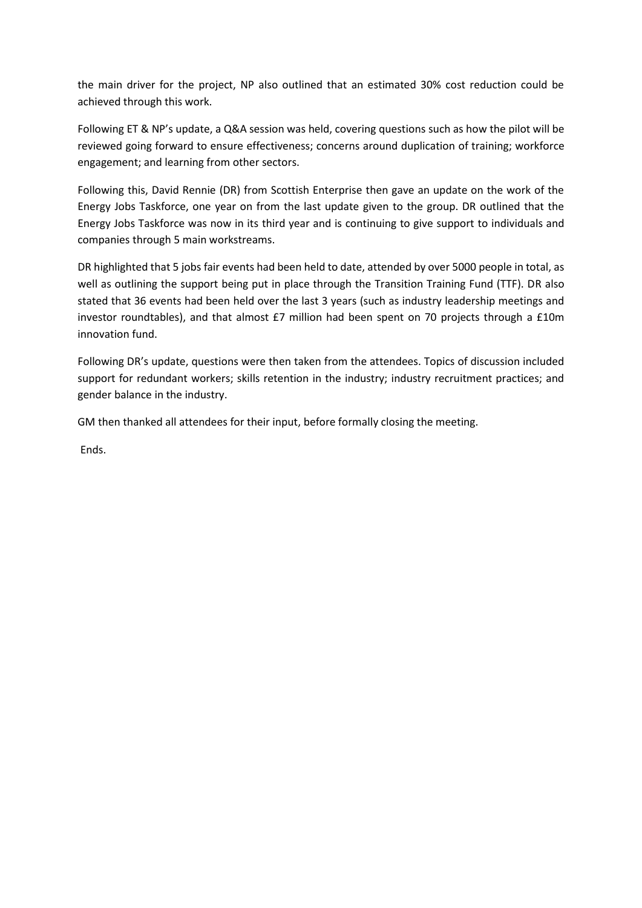the main driver for the project, NP also outlined that an estimated 30% cost reduction could be achieved through this work.

Following ET & NP's update, a Q&A session was held, covering questions such as how the pilot will be reviewed going forward to ensure effectiveness; concerns around duplication of training; workforce engagement; and learning from other sectors.

Following this, David Rennie (DR) from Scottish Enterprise then gave an update on the work of the Energy Jobs Taskforce, one year on from the last update given to the group. DR outlined that the Energy Jobs Taskforce was now in its third year and is continuing to give support to individuals and companies through 5 main workstreams.

DR highlighted that 5 jobs fair events had been held to date, attended by over 5000 people in total, as well as outlining the support being put in place through the Transition Training Fund (TTF). DR also stated that 36 events had been held over the last 3 years (such as industry leadership meetings and investor roundtables), and that almost £7 million had been spent on 70 projects through a £10m innovation fund.

Following DR's update, questions were then taken from the attendees. Topics of discussion included support for redundant workers; skills retention in the industry; industry recruitment practices; and gender balance in the industry.

GM then thanked all attendees for their input, before formally closing the meeting.

Ends.